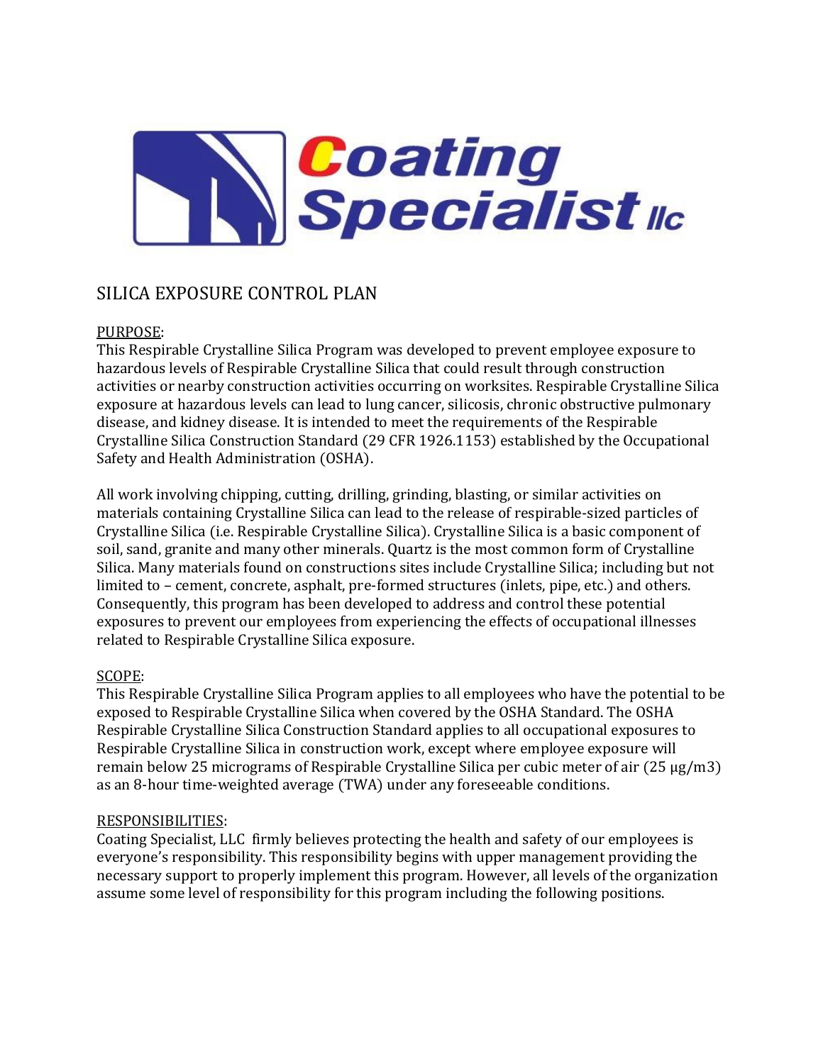Coating Specialist llc

# SILICA EXPOSURE CONTROL PLAN

PURPOSE:
This Respirable Crystalline Silica Program was developed to prevent employee exposure to hazardous levels of Respirable Crystalline Silica that could result through construction activities or nearby construction activities occurring on worksites. Respirable Crystalline Silica exposure at hazardous levels can lead to lung cancer, silicosis, chronic obstructive pulmonary disease, and kidney disease. It is intended to meet the requirements of the Respirable Crystalline Silica Construction Standard (29 CFR 1926.1153) established by the Occupational Safety and Health Administration (OSHA).

All work involving chipping, cutting, drilling, grinding, blasting, or similar activities on materials containing Crystalline Silica can lead to the release of respirable-sized particles of Crystalline Silica (i.e. Respirable Crystalline Silica). Crystalline Silica is a basic component of soil, sand, granite and many other minerals. Quartz is the most common form of Crystalline Silica. Many materials found on constructions sites include Crystalline Silica; including but not limited to – cement, concrete, asphalt, pre-formed structures (inlets, pipe, etc.) and others. Consequently, this program has been developed to address and control these potential exposures to prevent our employees from experiencing the effects of occupational illnesses related to Respirable Crystalline Silica exposure.

SCOPE:
This Respirable Crystalline Silica Program applies to all employees who have the potential to be exposed to Respirable Crystalline Silica when covered by the OSHA Standard. The OSHA Respirable Crystalline Silica Construction Standard applies to all occupational exposures to Respirable Crystalline Silica in construction work, except where employee exposure will remain below 25 micrograms of Respirable Crystalline Silica per cubic meter of air (25 μg/m3) as an 8-hour time-weighted average (TWA) under any foreseeable conditions.

RESPONSIBILITIES:
Coating Specialist, LLC firmly believes protecting the health and safety of our employees is everyone's responsibility. This responsibility begins with upper management providing the necessary support to properly implement this program. However, all levels of the organization assume some level of responsibility for this program including the following positions.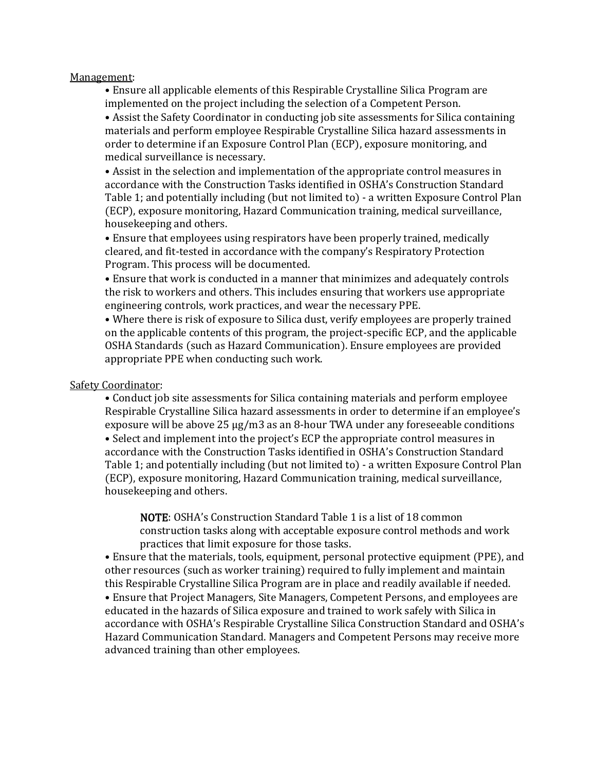<u>Management</u>:

- Ensure all applicable elements of this Respirable Crystalline Silica Program are implemented on the project including the selection of a Competent Person.
- Assist the Safety Coordinator in conducting job site assessments for Silica containing materials and perform employee Respirable Crystalline Silica hazard assessments in order to determine if an Exposure Control Plan (ECP), exposure monitoring, and medical surveillance is necessary.
- Assist in the selection and implementation of the appropriate control measures in accordance with the Construction Tasks identified in OSHA's Construction Standard Table 1; and potentially including (but not limited to) - a written Exposure Control Plan (ECP), exposure monitoring, Hazard Communication training, medical surveillance, housekeeping and others.
- Ensure that employees using respirators have been properly trained, medically cleared, and fit-tested in accordance with the company's Respiratory Protection Program. This process will be documented.
- Ensure that work is conducted in a manner that minimizes and adequately controls the risk to workers and others. This includes ensuring that workers use appropriate engineering controls, work practices, and wear the necessary PPE.
- Where there is risk of exposure to Silica dust, verify employees are properly trained on the applicable contents of this program, the project-specific ECP, and the applicable OSHA Standards (such as Hazard Communication). Ensure employees are provided appropriate PPE when conducting such work.

<u>Safety Coordinator</u>:

- Conduct job site assessments for Silica containing materials and perform employee Respirable Crystalline Silica hazard assessments in order to determine if an employee's exposure will be above 25 μg/m3 as an 8-hour TWA under any foreseeable conditions
- Select and implement into the project's ECP the appropriate control measures in accordance with the Construction Tasks identified in OSHA's Construction Standard Table 1; and potentially including (but not limited to) - a written Exposure Control Plan (ECP), exposure monitoring, Hazard Communication training, medical surveillance, housekeeping and others.

  **NOTE**: OSHA's Construction Standard Table 1 is a list of 18 common construction tasks along with acceptable exposure control methods and work practices that limit exposure for those tasks.

- Ensure that the materials, tools, equipment, personal protective equipment (PPE), and other resources (such as worker training) required to fully implement and maintain this Respirable Crystalline Silica Program are in place and readily available if needed.
- Ensure that Project Managers, Site Managers, Competent Persons, and employees are educated in the hazards of Silica exposure and trained to work safely with Silica in accordance with OSHA's Respirable Crystalline Silica Construction Standard and OSHA's Hazard Communication Standard. Managers and Competent Persons may receive more advanced training than other employees.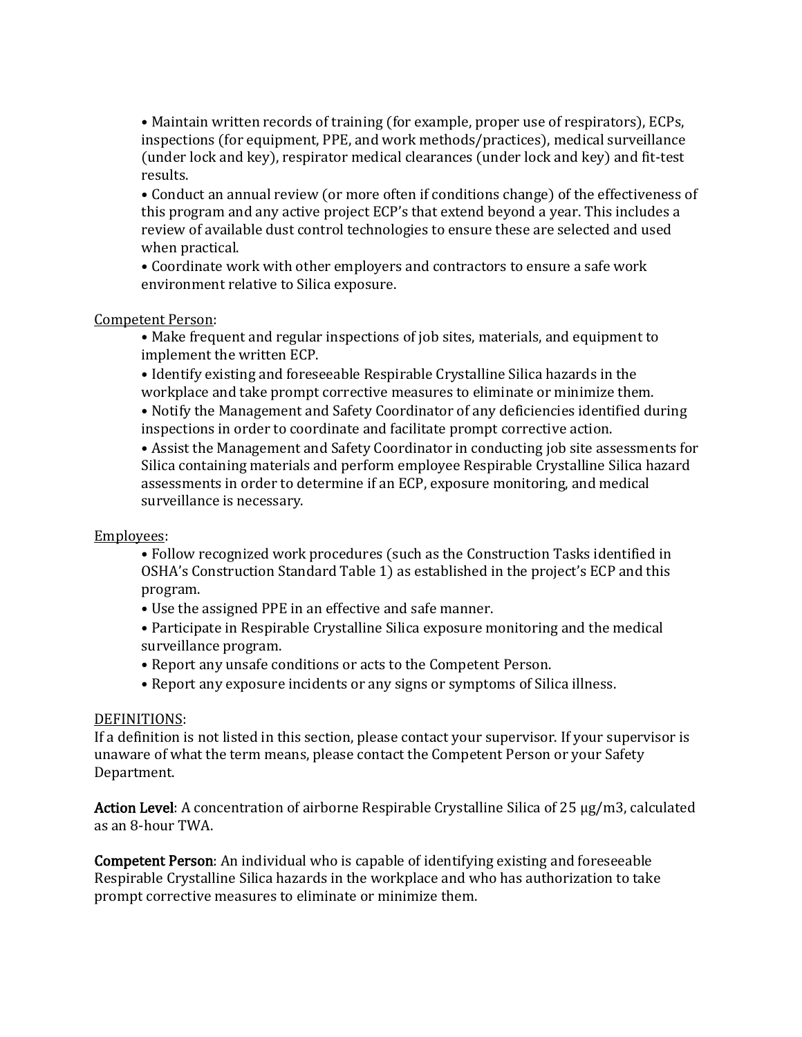- Maintain written records of training (for example, proper use of respirators), ECPs, inspections (for equipment, PPE, and work methods/practices), medical surveillance (under lock and key), respirator medical clearances (under lock and key) and fit-test results.
- Conduct an annual review (or more often if conditions change) of the effectiveness of this program and any active project ECP's that extend beyond a year. This includes a review of available dust control technologies to ensure these are selected and used when practical.
- Coordinate work with other employers and contractors to ensure a safe work environment relative to Silica exposure.

<u>Competent Person</u>:

- Make frequent and regular inspections of job sites, materials, and equipment to implement the written ECP.
- Identify existing and foreseeable Respirable Crystalline Silica hazards in the workplace and take prompt corrective measures to eliminate or minimize them.
- Notify the Management and Safety Coordinator of any deficiencies identified during inspections in order to coordinate and facilitate prompt corrective action.
- Assist the Management and Safety Coordinator in conducting job site assessments for Silica containing materials and perform employee Respirable Crystalline Silica hazard assessments in order to determine if an ECP, exposure monitoring, and medical surveillance is necessary.

<u>Employees</u>:

- Follow recognized work procedures (such as the Construction Tasks identified in OSHA's Construction Standard Table 1) as established in the project's ECP and this program.
- Use the assigned PPE in an effective and safe manner.
- Participate in Respirable Crystalline Silica exposure monitoring and the medical surveillance program.
- Report any unsafe conditions or acts to the Competent Person.
- Report any exposure incidents or any signs or symptoms of Silica illness.

<u>DEFINITIONS</u>:

If a definition is not listed in this section, please contact your supervisor. If your supervisor is unaware of what the term means, please contact the Competent Person or your Safety Department.

**Action Level**: A concentration of airborne Respirable Crystalline Silica of 25 µg/m3, calculated as an 8-hour TWA.

**Competent Person**: An individual who is capable of identifying existing and foreseeable Respirable Crystalline Silica hazards in the workplace and who has authorization to take prompt corrective measures to eliminate or minimize them.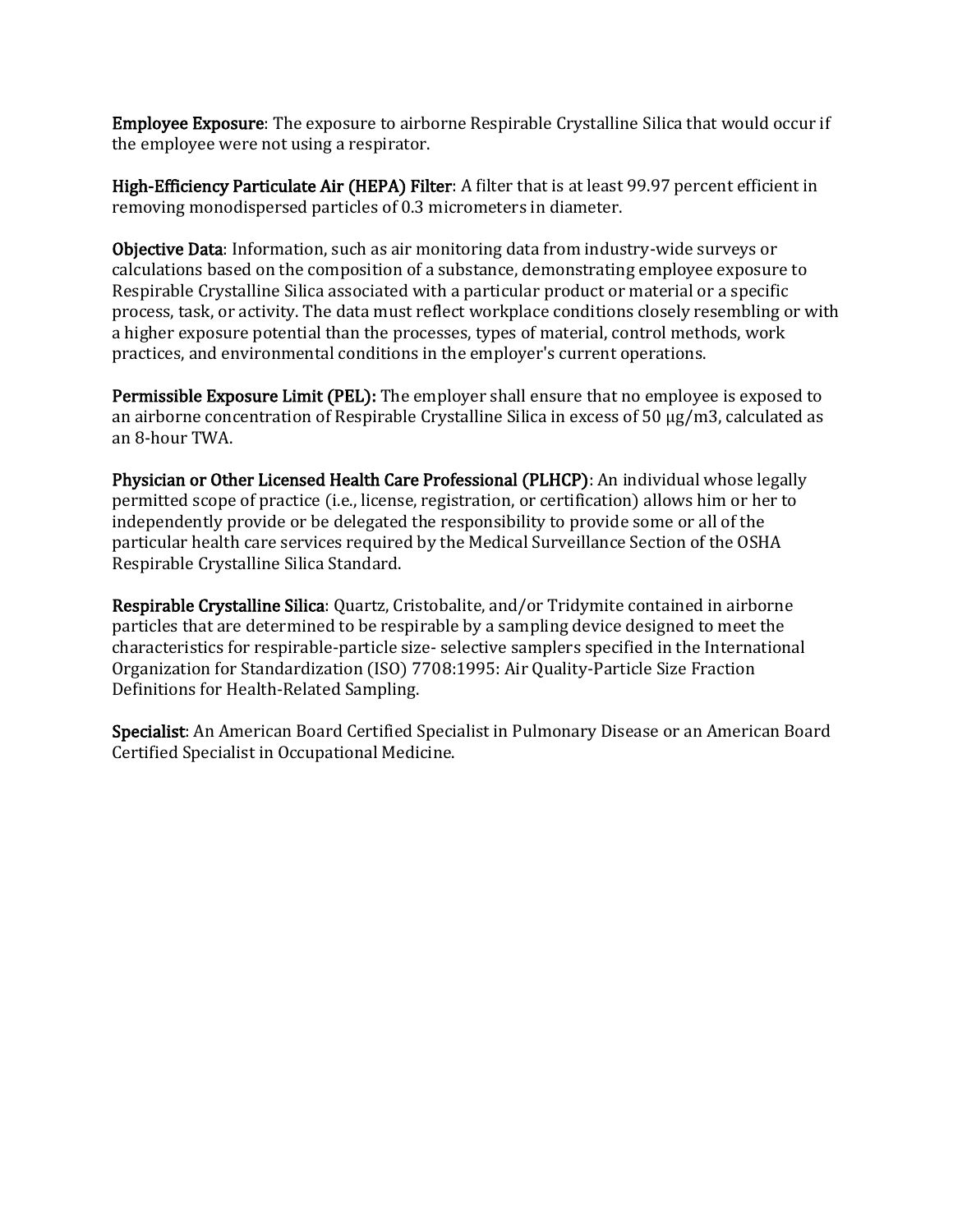**Employee Exposure**: The exposure to airborne Respirable Crystalline Silica that would occur if the employee were not using a respirator.

**High-Efficiency Particulate Air (HEPA) Filter**: A filter that is at least 99.97 percent efficient in removing monodispersed particles of 0.3 micrometers in diameter.

**Objective Data**: Information, such as air monitoring data from industry-wide surveys or calculations based on the composition of a substance, demonstrating employee exposure to Respirable Crystalline Silica associated with a particular product or material or a specific process, task, or activity. The data must reflect workplace conditions closely resembling or with a higher exposure potential than the processes, types of material, control methods, work practices, and environmental conditions in the employer's current operations.

**Permissible Exposure Limit (PEL):** The employer shall ensure that no employee is exposed to an airborne concentration of Respirable Crystalline Silica in excess of 50 μg/m3, calculated as an 8-hour TWA.

**Physician or Other Licensed Health Care Professional (PLHCP)**: An individual whose legally permitted scope of practice (i.e., license, registration, or certification) allows him or her to independently provide or be delegated the responsibility to provide some or all of the particular health care services required by the Medical Surveillance Section of the OSHA Respirable Crystalline Silica Standard.

**Respirable Crystalline Silica**: Quartz, Cristobalite, and/or Tridymite contained in airborne particles that are determined to be respirable by a sampling device designed to meet the characteristics for respirable-particle size- selective samplers specified in the International Organization for Standardization (ISO) 7708:1995: Air Quality-Particle Size Fraction Definitions for Health-Related Sampling.

**Specialist**: An American Board Certified Specialist in Pulmonary Disease or an American Board Certified Specialist in Occupational Medicine.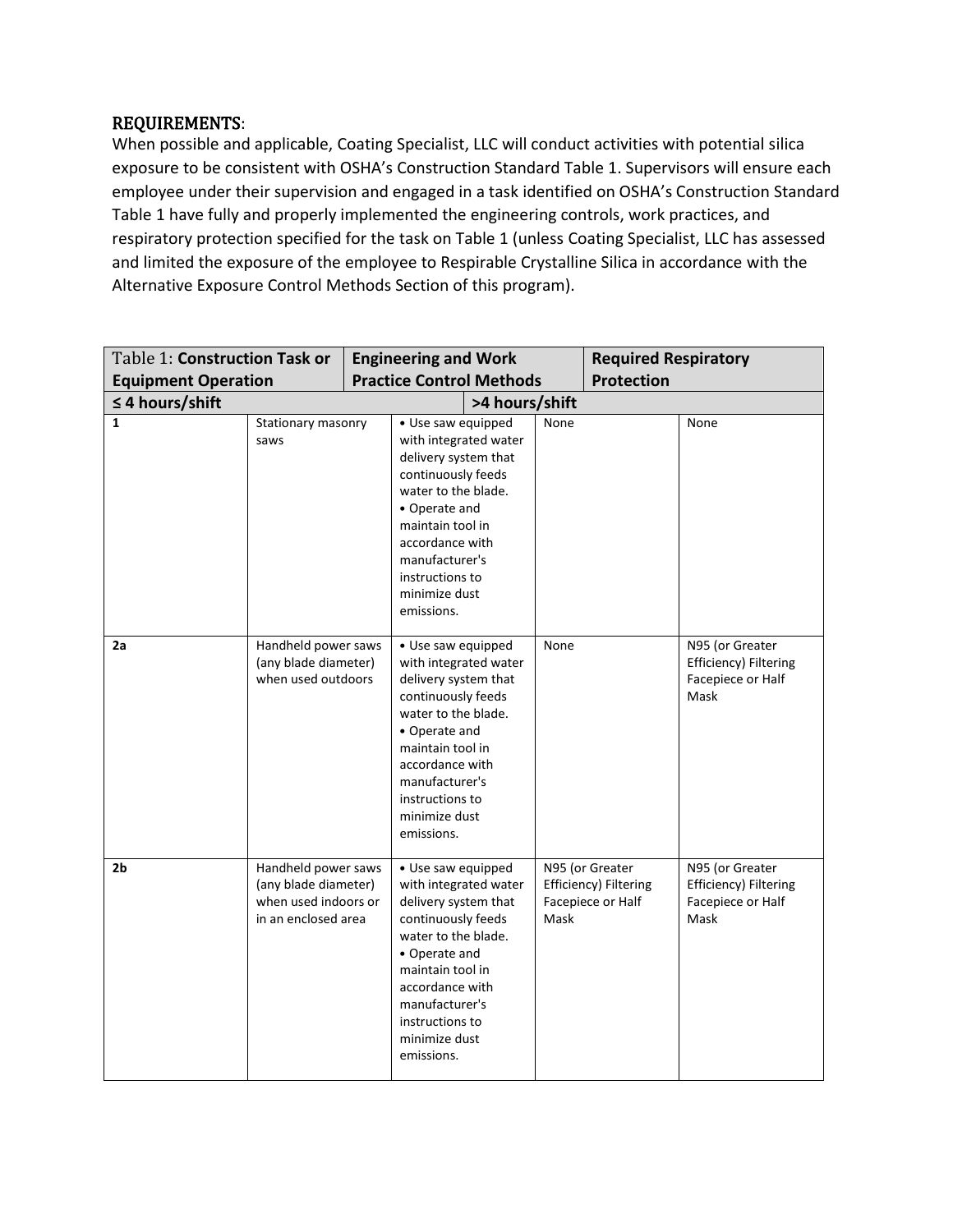## REQUIREMENTS:

When possible and applicable, Coating Specialist, LLC will conduct activities with potential silica exposure to be consistent with OSHA's Construction Standard Table 1. Supervisors will ensure each employee under their supervision and engaged in a task identified on OSHA's Construction Standard Table 1 have fully and properly implemented the engineering controls, work practices, and respiratory protection specified for the task on Table 1 (unless Coating Specialist, LLC has assessed and limited the exposure of the employee to Respirable Crystalline Silica in accordance with the Alternative Exposure Control Methods Section of this program).

| Table 1: **Construction Task or Equipment Operation** | | **Engineering and Work Practice Control Methods** | **Required Respiratory Protection** | |
|---|---|---|---|---|
| | | | **≤ 4 hours/shift** | **>4 hours/shift** |
| **1** | Stationary masonry saws | • Use saw equipped with integrated water delivery system that continuously feeds water to the blade.<br>• Operate and maintain tool in accordance with manufacturer's instructions to minimize dust emissions. | None | None |
| **2a** | Handheld power saws (any blade diameter) when used outdoors | • Use saw equipped with integrated water delivery system that continuously feeds water to the blade.<br>• Operate and maintain tool in accordance with manufacturer's instructions to minimize dust emissions. | None | N95 (or Greater Efficiency) Filtering Facepiece or Half Mask |
| **2b** | Handheld power saws (any blade diameter) when used indoors or in an enclosed area | • Use saw equipped with integrated water delivery system that continuously feeds water to the blade.<br>• Operate and maintain tool in accordance with manufacturer's instructions to minimize dust emissions. | N95 (or Greater Efficiency) Filtering Facepiece or Half Mask | N95 (or Greater Efficiency) Filtering Facepiece or Half Mask |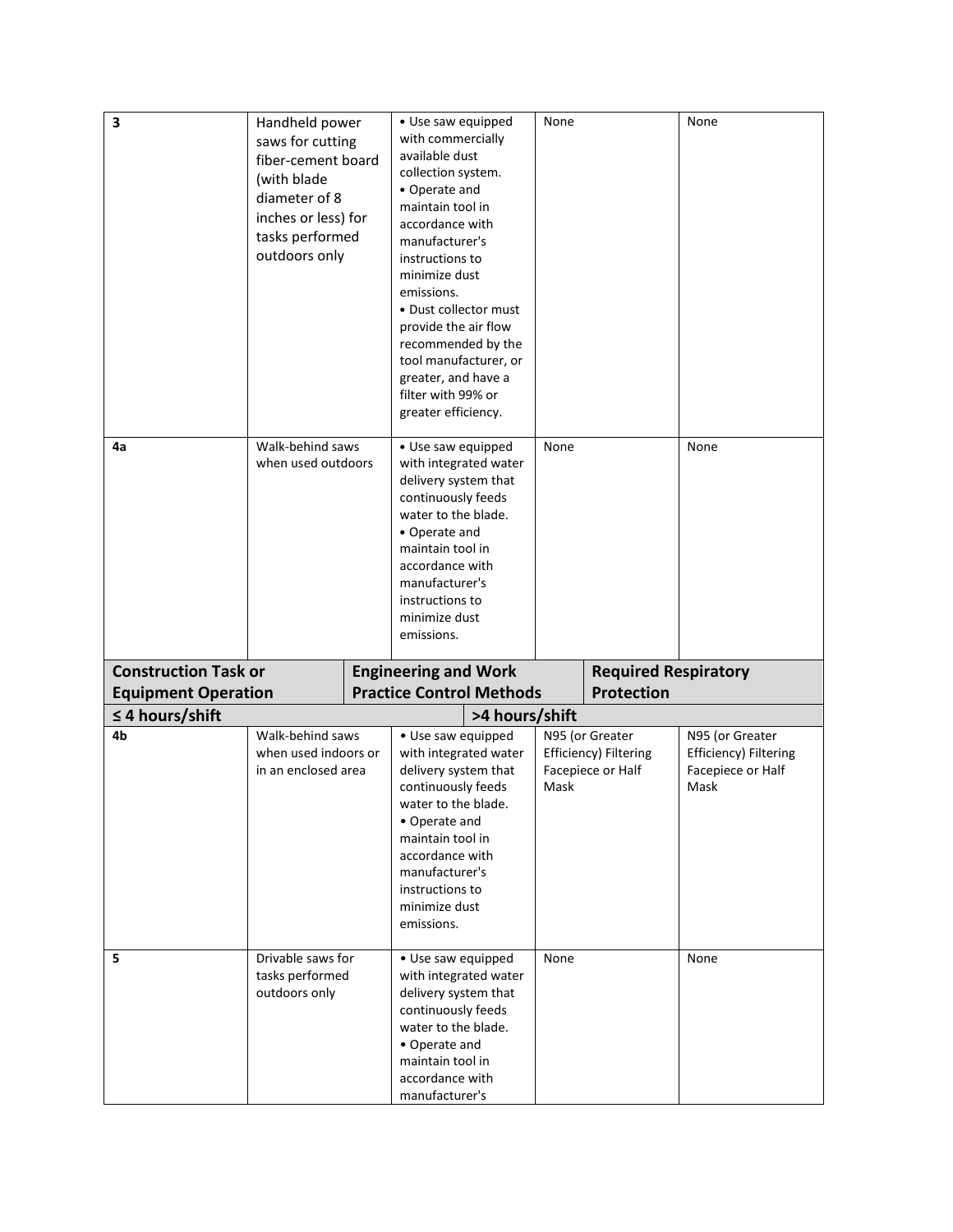| | | | | |
|---|---|---|---|---|
| **3** | Handheld power saws for cutting fiber-cement board (with blade diameter of 8 inches or less) for tasks performed outdoors only | • Use saw equipped with commercially available dust collection system. • Operate and maintain tool in accordance with manufacturer's instructions to minimize dust emissions. • Dust collector must provide the air flow recommended by the tool manufacturer, or greater, and have a filter with 99% or greater efficiency. | None | None |
| **4a** | Walk-behind saws when used outdoors | • Use saw equipped with integrated water delivery system that continuously feeds water to the blade. • Operate and maintain tool in accordance with manufacturer's instructions to minimize dust emissions. | None | None |
| **Construction Task or Equipment Operation** | | **Engineering and Work Practice Control Methods** | **Required Respiratory Protection** | |
| | | | **≤ 4 hours/shift** | **>4 hours/shift** |
| **4b** | Walk-behind saws when used indoors or in an enclosed area | • Use saw equipped with integrated water delivery system that continuously feeds water to the blade. • Operate and maintain tool in accordance with manufacturer's instructions to minimize dust emissions. | N95 (or Greater Efficiency) Filtering Facepiece or Half Mask | N95 (or Greater Efficiency) Filtering Facepiece or Half Mask |
| **5** | Drivable saws for tasks performed outdoors only | • Use saw equipped with integrated water delivery system that continuously feeds water to the blade. • Operate and maintain tool in accordance with manufacturer's | None | None |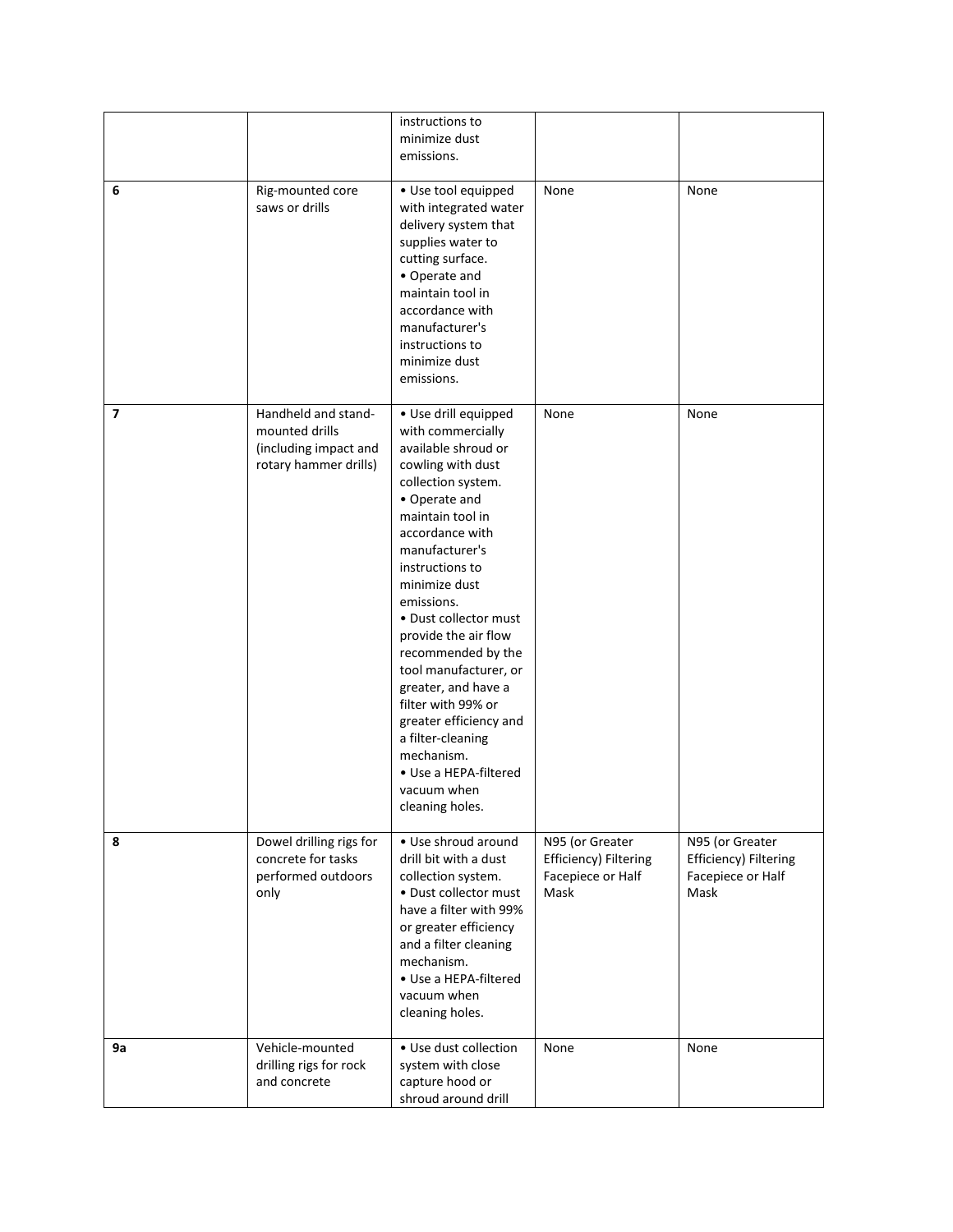| | | | | |
|---|---|---|---|---|
| | | instructions to minimize dust emissions. | | |
| 6 | Rig-mounted core saws or drills | • Use tool equipped with integrated water delivery system that supplies water to cutting surface.<br>• Operate and maintain tool in accordance with manufacturer's instructions to minimize dust emissions. | None | None |
| 7 | Handheld and stand-mounted drills (including impact and rotary hammer drills) | • Use drill equipped with commercially available shroud or cowling with dust collection system.<br>• Operate and maintain tool in accordance with manufacturer's instructions to minimize dust emissions.<br>• Dust collector must provide the air flow recommended by the tool manufacturer, or greater, and have a filter with 99% or greater efficiency and a filter-cleaning mechanism.<br>• Use a HEPA-filtered vacuum when cleaning holes. | None | None |
| 8 | Dowel drilling rigs for concrete for tasks performed outdoors only | • Use shroud around drill bit with a dust collection system.<br>• Dust collector must have a filter with 99% or greater efficiency and a filter cleaning mechanism.<br>• Use a HEPA-filtered vacuum when cleaning holes. | N95 (or Greater Efficiency) Filtering Facepiece or Half Mask | N95 (or Greater Efficiency) Filtering Facepiece or Half Mask |
| 9a | Vehicle-mounted drilling rigs for rock and concrete | • Use dust collection system with close capture hood or shroud around drill | None | None |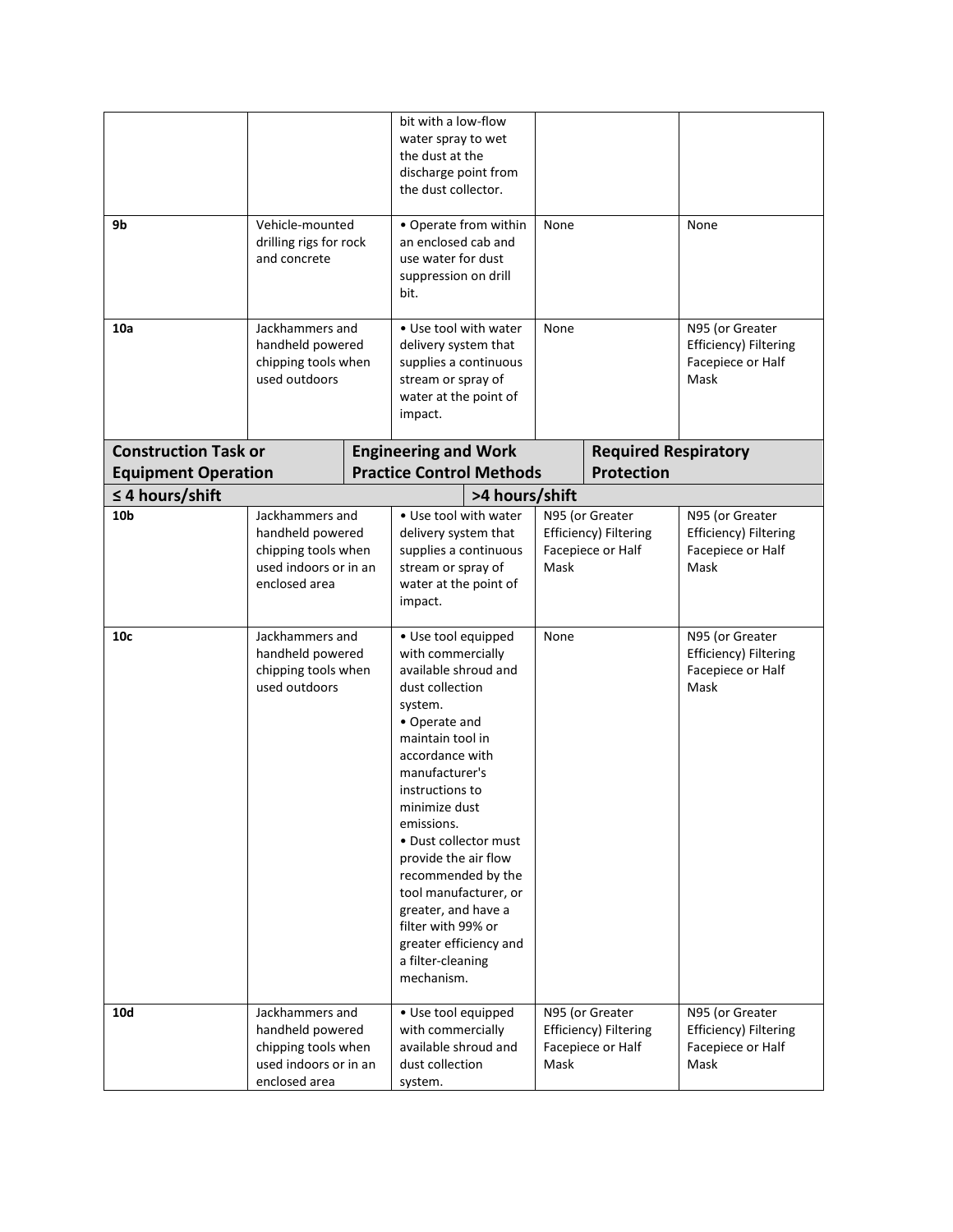|  |  |  |  |  |
| --- | --- | --- | --- | --- |
|  |  | bit with a low-flow water spray to wet the dust at the discharge point from the dust collector. |  |  |
| 9b | Vehicle-mounted drilling rigs for rock and concrete | • Operate from within an enclosed cab and use water for dust suppression on drill bit. | None | None |
| 10a | Jackhammers and handheld powered chipping tools when used outdoors | • Use tool with water delivery system that supplies a continuous stream or spray of water at the point of impact. | None | N95 (or Greater Efficiency) Filtering Facepiece or Half Mask |

| Construction Task or Equipment Operation | | Engineering and Work Practice Control Methods | Required Respiratory Protection | |
| --- | --- | --- | --- | --- |
| | | | ≤ 4 hours/shift | >4 hours/shift |
| 10b | Jackhammers and handheld powered chipping tools when used indoors or in an enclosed area | • Use tool with water delivery system that supplies a continuous stream or spray of water at the point of impact. | N95 (or Greater Efficiency) Filtering Facepiece or Half Mask | N95 (or Greater Efficiency) Filtering Facepiece or Half Mask |
| 10c | Jackhammers and handheld powered chipping tools when used outdoors | • Use tool equipped with commercially available shroud and dust collection system.<br>• Operate and maintain tool in accordance with manufacturer's instructions to minimize dust emissions.<br>• Dust collector must provide the air flow recommended by the tool manufacturer, or greater, and have a filter with 99% or greater efficiency and a filter-cleaning mechanism. | None | N95 (or Greater Efficiency) Filtering Facepiece or Half Mask |
| 10d | Jackhammers and handheld powered chipping tools when used indoors or in an enclosed area | • Use tool equipped with commercially available shroud and dust collection system. | N95 (or Greater Efficiency) Filtering Facepiece or Half Mask | N95 (or Greater Efficiency) Filtering Facepiece or Half Mask |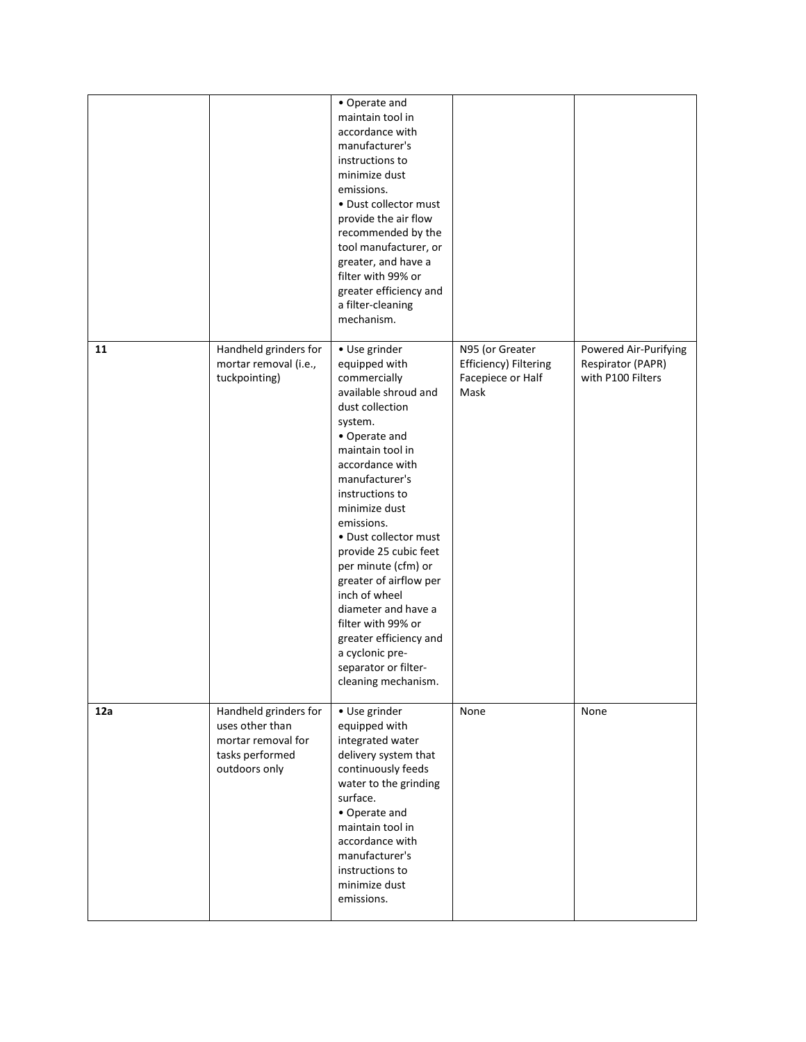| | | | | |
|---|---|---|---|---|
| | | • Operate and maintain tool in accordance with manufacturer's instructions to minimize dust emissions.<br>• Dust collector must provide the air flow recommended by the tool manufacturer, or greater, and have a filter with 99% or greater efficiency and a filter-cleaning mechanism. | | |
| **11** | Handheld grinders for mortar removal (i.e., tuckpointing) | • Use grinder equipped with commercially available shroud and dust collection system.<br>• Operate and maintain tool in accordance with manufacturer's instructions to minimize dust emissions.<br>• Dust collector must provide 25 cubic feet per minute (cfm) or greater of airflow per inch of wheel diameter and have a filter with 99% or greater efficiency and a cyclonic pre-separator or filter-cleaning mechanism. | N95 (or Greater Efficiency) Filtering Facepiece or Half Mask | Powered Air-Purifying Respirator (PAPR) with P100 Filters |
| **12a** | Handheld grinders for uses other than mortar removal for tasks performed outdoors only | • Use grinder equipped with integrated water delivery system that continuously feeds water to the grinding surface.<br>• Operate and maintain tool in accordance with manufacturer's instructions to minimize dust emissions. | None | None |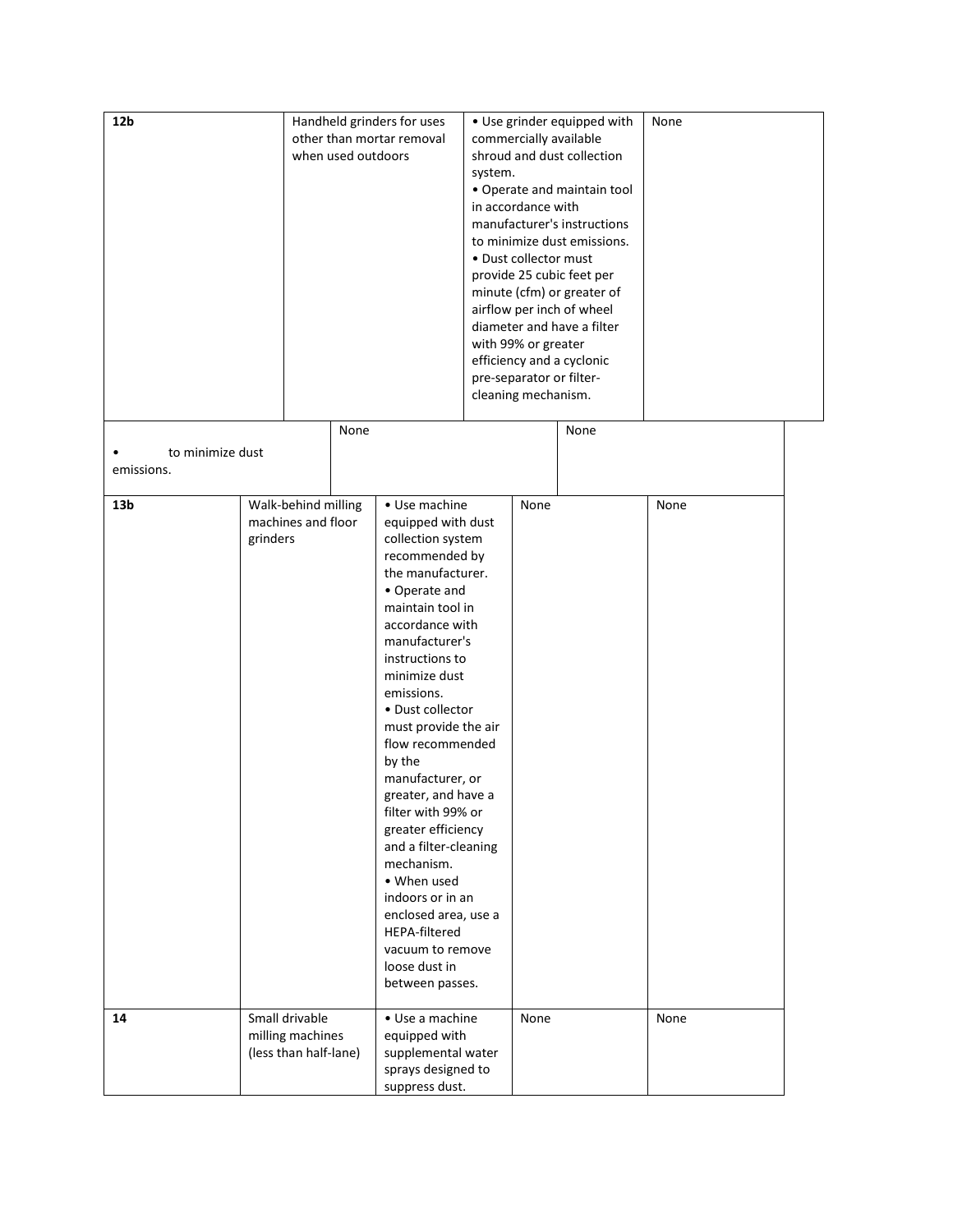| 12b | Handheld grinders for uses other than mortar removal when used outdoors | • Use grinder equipped with commercially available shroud and dust collection system.<br>• Operate and maintain tool in accordance with manufacturer's instructions to minimize dust emissions.<br>• Dust collector must provide 25 cubic feet per minute (cfm) or greater of airflow per inch of wheel diameter and have a filter with 99% or greater efficiency and a cyclonic pre-separator or filter-cleaning mechanism. | None | |
|---|---|---|---|---|
| | • to minimize dust emissions. | | None | None |
| 13b | Walk-behind milling machines and floor grinders | • Use machine equipped with dust collection system recommended by the manufacturer.<br>• Operate and maintain tool in accordance with manufacturer's instructions to minimize dust emissions.<br>• Dust collector must provide the air flow recommended by the manufacturer, or greater, and have a filter with 99% or greater efficiency and a filter-cleaning mechanism.<br>• When used indoors or in an enclosed area, use a HEPA-filtered vacuum to remove loose dust in between passes. | None | None |
| 14 | Small drivable milling machines (less than half-lane) | • Use a machine equipped with supplemental water sprays designed to suppress dust. | None | None |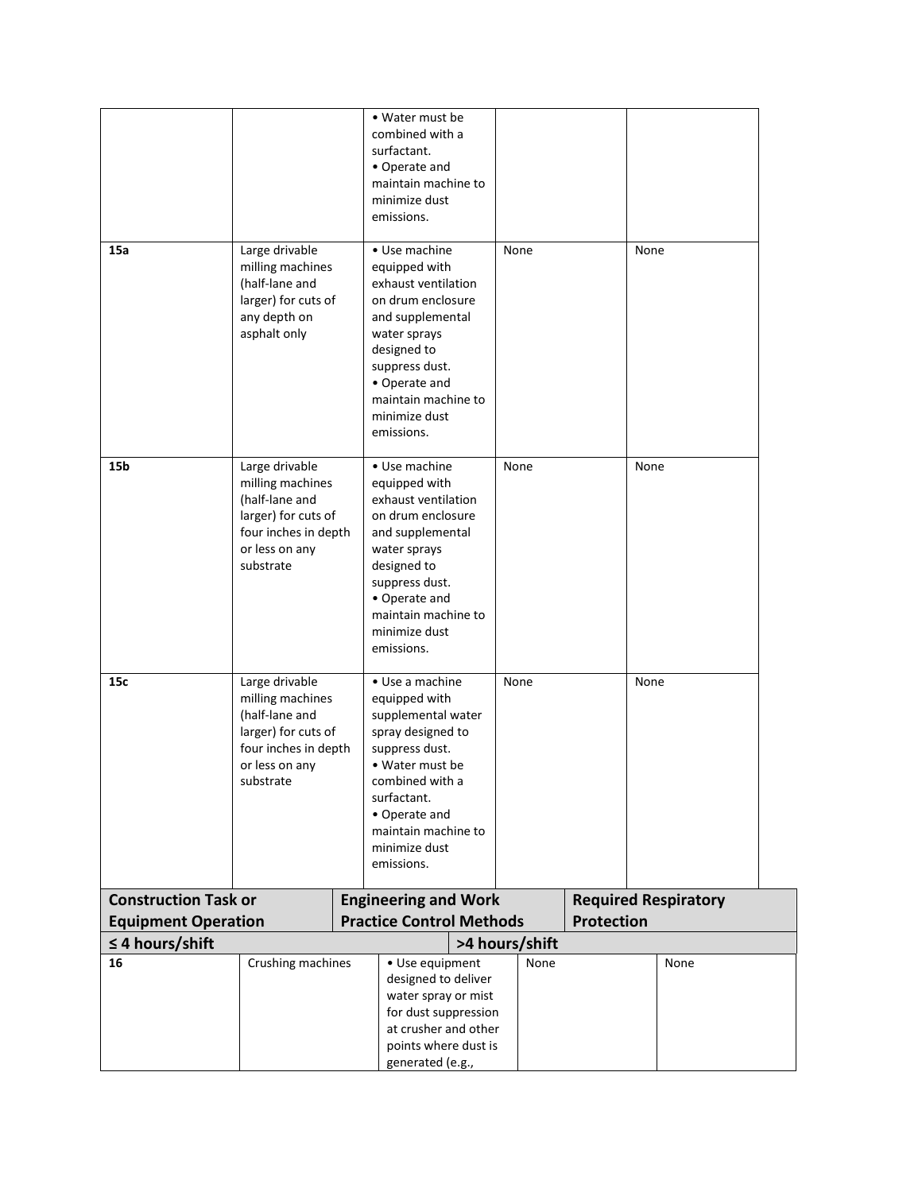| | | | | |
|---|---|---|---|---|
| | | • Water must be combined with a surfactant. • Operate and maintain machine to minimize dust emissions. | | |
| **15a** | Large drivable milling machines (half-lane and larger) for cuts of any depth on asphalt only | • Use machine equipped with exhaust ventilation on drum enclosure and supplemental water sprays designed to suppress dust. • Operate and maintain machine to minimize dust emissions. | None | None |
| **15b** | Large drivable milling machines (half-lane and larger) for cuts of four inches in depth or less on any substrate | • Use machine equipped with exhaust ventilation on drum enclosure and supplemental water sprays designed to suppress dust. • Operate and maintain machine to minimize dust emissions. | None | None |
| **15c** | Large drivable milling machines (half-lane and larger) for cuts of four inches in depth or less on any substrate | • Use a machine equipped with supplemental water spray designed to suppress dust. • Water must be combined with a surfactant. • Operate and maintain machine to minimize dust emissions. | None | None |

| **Construction Task or Equipment Operation** | | **Engineering and Work Practice Control Methods** | **Required Respiratory Protection** | |
|---|---|---|---|---|
| | | | **≤ 4 hours/shift** | **>4 hours/shift** |
| **16** | Crushing machines | • Use equipment designed to deliver water spray or mist for dust suppression at crusher and other points where dust is generated (e.g., | None | None |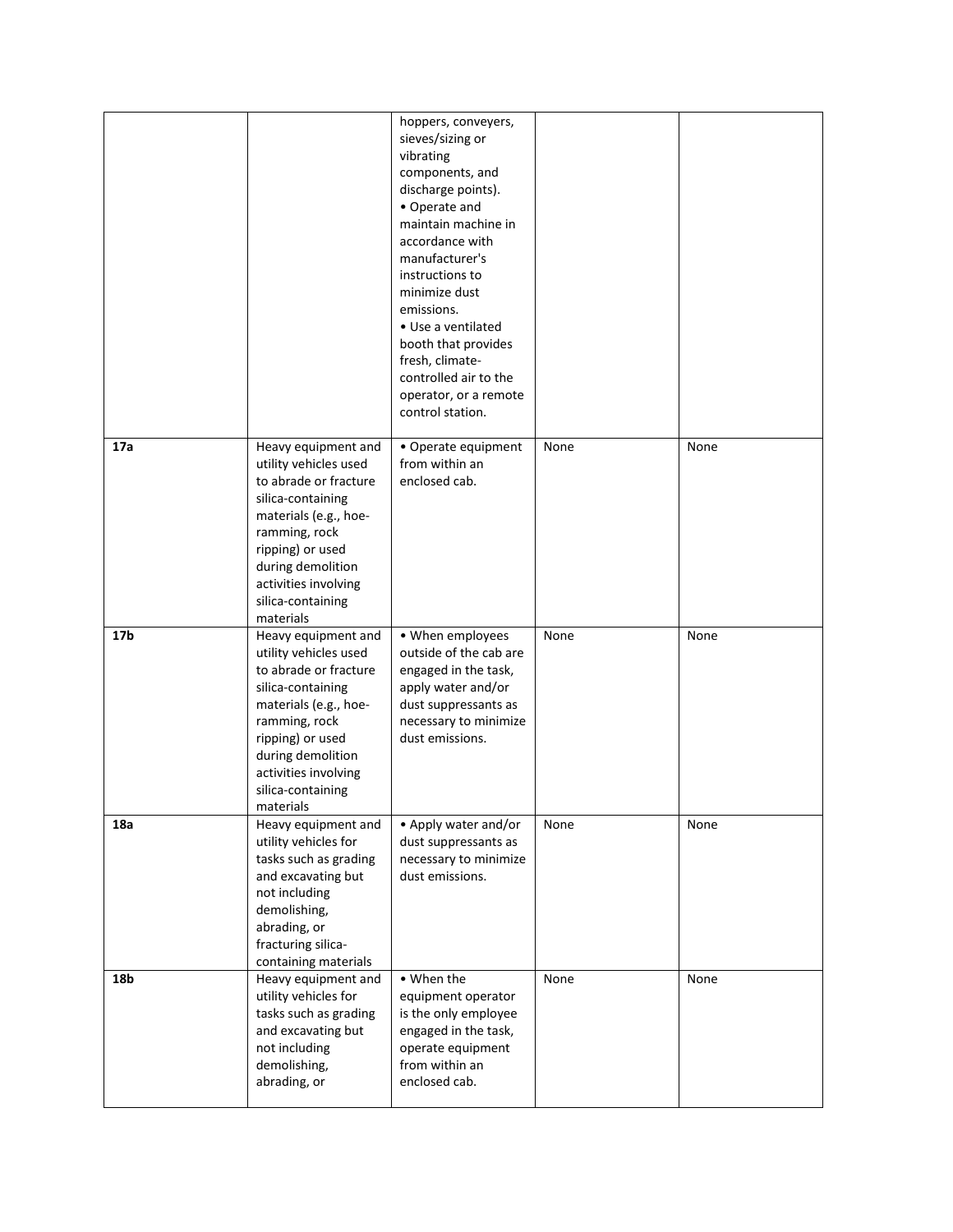| | | hoppers, conveyers, sieves/sizing or vibrating components, and discharge points).<br>• Operate and maintain machine in accordance with manufacturer's instructions to minimize dust emissions.<br>• Use a ventilated booth that provides fresh, climate-controlled air to the operator, or a remote control station. | | |
|---|---|---|---|---|
| **17a** | Heavy equipment and utility vehicles used to abrade or fracture silica-containing materials (e.g., hoe-ramming, rock ripping) or used during demolition activities involving silica-containing materials | • Operate equipment from within an enclosed cab. | None | None |
| **17b** | Heavy equipment and utility vehicles used to abrade or fracture silica-containing materials (e.g., hoe-ramming, rock ripping) or used during demolition activities involving silica-containing materials | • When employees outside of the cab are engaged in the task, apply water and/or dust suppressants as necessary to minimize dust emissions. | None | None |
| **18a** | Heavy equipment and utility vehicles for tasks such as grading and excavating but not including demolishing, abrading, or fracturing silica-containing materials | • Apply water and/or dust suppressants as necessary to minimize dust emissions. | None | None |
| **18b** | Heavy equipment and utility vehicles for tasks such as grading and excavating but not including demolishing, abrading, or | • When the equipment operator is the only employee engaged in the task, operate equipment from within an enclosed cab. | None | None |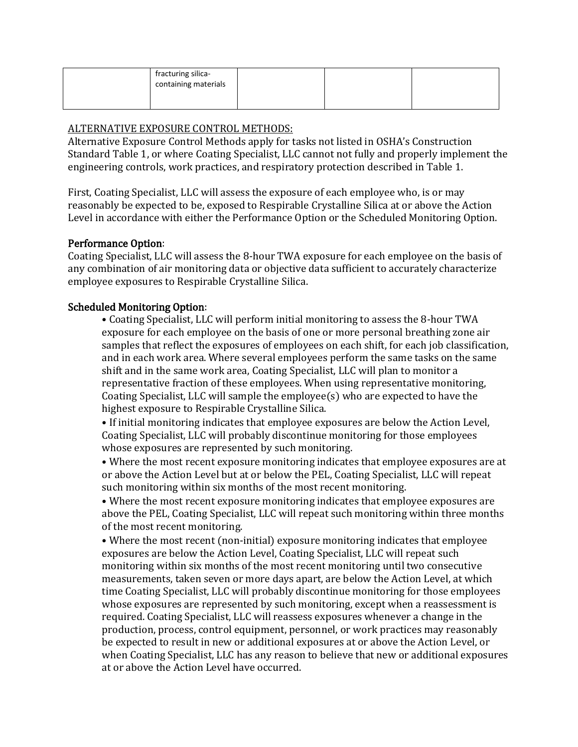| | fracturing silica-containing materials | | | |
|---|---|---|---|---|

ALTERNATIVE EXPOSURE CONTROL METHODS:

Alternative Exposure Control Methods apply for tasks not listed in OSHA's Construction Standard Table 1, or where Coating Specialist, LLC cannot not fully and properly implement the engineering controls, work practices, and respiratory protection described in Table 1.

First, Coating Specialist, LLC will assess the exposure of each employee who, is or may reasonably be expected to be, exposed to Respirable Crystalline Silica at or above the Action Level in accordance with either the Performance Option or the Scheduled Monitoring Option.

**Performance Option**:

Coating Specialist, LLC will assess the 8-hour TWA exposure for each employee on the basis of any combination of air monitoring data or objective data sufficient to accurately characterize employee exposures to Respirable Crystalline Silica.

**Scheduled Monitoring Option**:

- Coating Specialist, LLC will perform initial monitoring to assess the 8-hour TWA exposure for each employee on the basis of one or more personal breathing zone air samples that reflect the exposures of employees on each shift, for each job classification, and in each work area. Where several employees perform the same tasks on the same shift and in the same work area, Coating Specialist, LLC will plan to monitor a representative fraction of these employees. When using representative monitoring, Coating Specialist, LLC will sample the employee(s) who are expected to have the highest exposure to Respirable Crystalline Silica.
- If initial monitoring indicates that employee exposures are below the Action Level, Coating Specialist, LLC will probably discontinue monitoring for those employees whose exposures are represented by such monitoring.
- Where the most recent exposure monitoring indicates that employee exposures are at or above the Action Level but at or below the PEL, Coating Specialist, LLC will repeat such monitoring within six months of the most recent monitoring.
- Where the most recent exposure monitoring indicates that employee exposures are above the PEL, Coating Specialist, LLC will repeat such monitoring within three months of the most recent monitoring.
- Where the most recent (non-initial) exposure monitoring indicates that employee exposures are below the Action Level, Coating Specialist, LLC will repeat such monitoring within six months of the most recent monitoring until two consecutive measurements, taken seven or more days apart, are below the Action Level, at which time Coating Specialist, LLC will probably discontinue monitoring for those employees whose exposures are represented by such monitoring, except when a reassessment is required. Coating Specialist, LLC will reassess exposures whenever a change in the production, process, control equipment, personnel, or work practices may reasonably be expected to result in new or additional exposures at or above the Action Level, or when Coating Specialist, LLC has any reason to believe that new or additional exposures at or above the Action Level have occurred.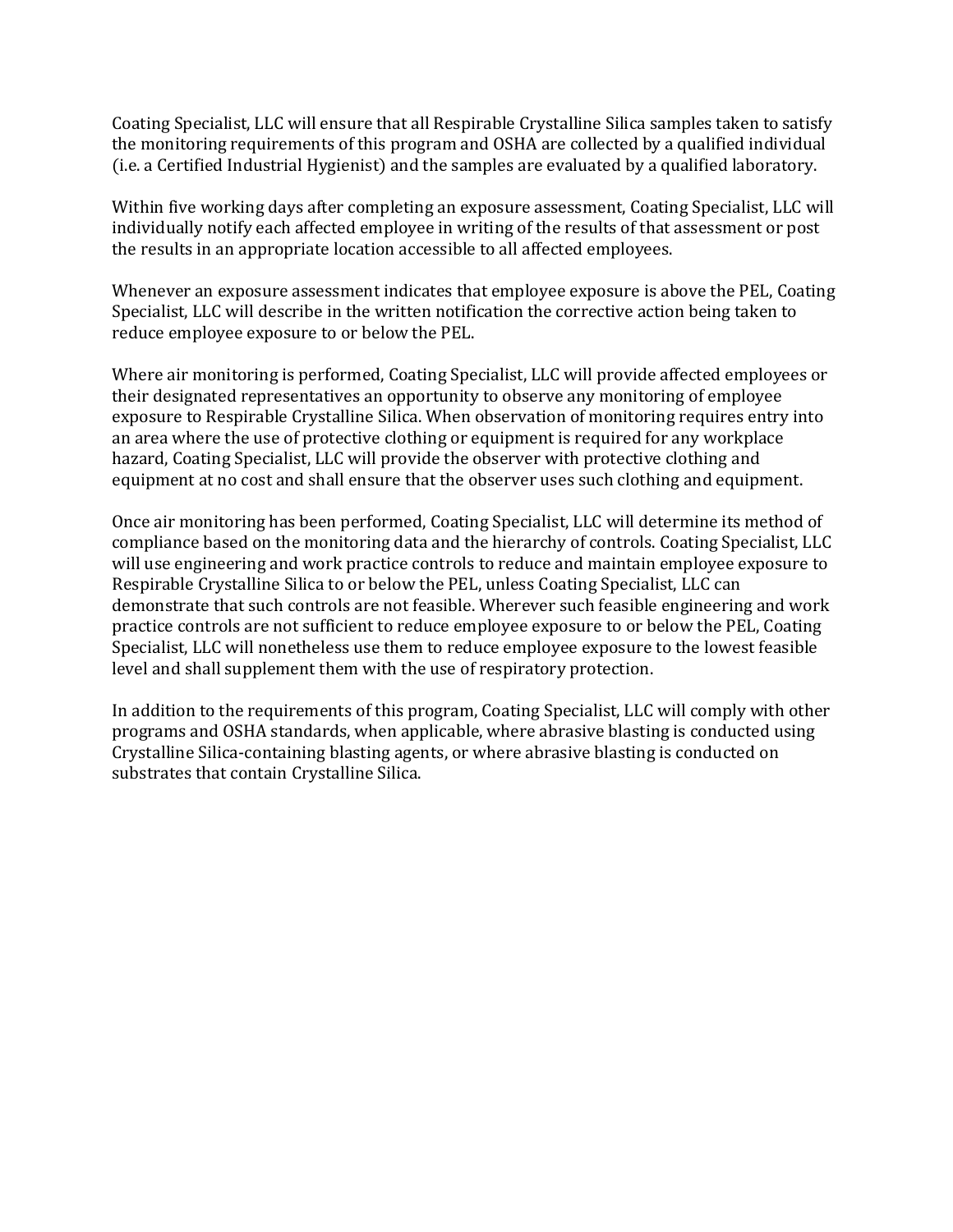Coating Specialist, LLC will ensure that all Respirable Crystalline Silica samples taken to satisfy the monitoring requirements of this program and OSHA are collected by a qualified individual (i.e. a Certified Industrial Hygienist) and the samples are evaluated by a qualified laboratory.

Within five working days after completing an exposure assessment, Coating Specialist, LLC will individually notify each affected employee in writing of the results of that assessment or post the results in an appropriate location accessible to all affected employees.

Whenever an exposure assessment indicates that employee exposure is above the PEL, Coating Specialist, LLC will describe in the written notification the corrective action being taken to reduce employee exposure to or below the PEL.

Where air monitoring is performed, Coating Specialist, LLC will provide affected employees or their designated representatives an opportunity to observe any monitoring of employee exposure to Respirable Crystalline Silica. When observation of monitoring requires entry into an area where the use of protective clothing or equipment is required for any workplace hazard, Coating Specialist, LLC will provide the observer with protective clothing and equipment at no cost and shall ensure that the observer uses such clothing and equipment.

Once air monitoring has been performed, Coating Specialist, LLC will determine its method of compliance based on the monitoring data and the hierarchy of controls. Coating Specialist, LLC will use engineering and work practice controls to reduce and maintain employee exposure to Respirable Crystalline Silica to or below the PEL, unless Coating Specialist, LLC can demonstrate that such controls are not feasible. Wherever such feasible engineering and work practice controls are not sufficient to reduce employee exposure to or below the PEL, Coating Specialist, LLC will nonetheless use them to reduce employee exposure to the lowest feasible level and shall supplement them with the use of respiratory protection.

In addition to the requirements of this program, Coating Specialist, LLC will comply with other programs and OSHA standards, when applicable, where abrasive blasting is conducted using Crystalline Silica-containing blasting agents, or where abrasive blasting is conducted on substrates that contain Crystalline Silica.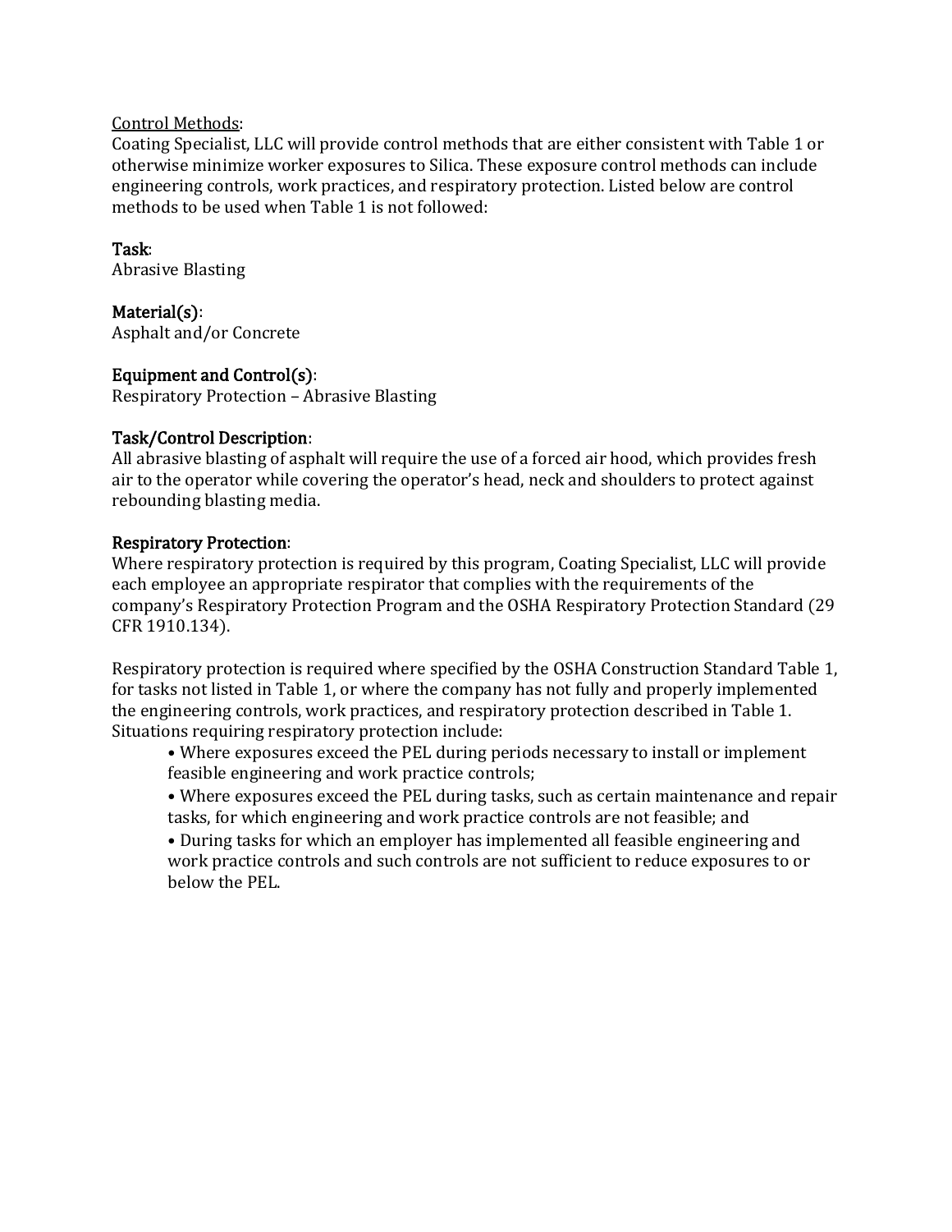Control Methods:
Coating Specialist, LLC will provide control methods that are either consistent with Table 1 or otherwise minimize worker exposures to Silica. These exposure control methods can include engineering controls, work practices, and respiratory protection. Listed below are control methods to be used when Table 1 is not followed:

**Task**:
Abrasive Blasting

**Material(s)**:
Asphalt and/or Concrete

**Equipment and Control(s)**:
Respiratory Protection – Abrasive Blasting

**Task/Control Description**:
All abrasive blasting of asphalt will require the use of a forced air hood, which provides fresh air to the operator while covering the operator's head, neck and shoulders to protect against rebounding blasting media.

**Respiratory Protection**:
Where respiratory protection is required by this program, Coating Specialist, LLC will provide each employee an appropriate respirator that complies with the requirements of the company's Respiratory Protection Program and the OSHA Respiratory Protection Standard (29 CFR 1910.134).

Respiratory protection is required where specified by the OSHA Construction Standard Table 1, for tasks not listed in Table 1, or where the company has not fully and properly implemented the engineering controls, work practices, and respiratory protection described in Table 1. Situations requiring respiratory protection include:

- Where exposures exceed the PEL during periods necessary to install or implement feasible engineering and work practice controls;
- Where exposures exceed the PEL during tasks, such as certain maintenance and repair tasks, for which engineering and work practice controls are not feasible; and
- During tasks for which an employer has implemented all feasible engineering and work practice controls and such controls are not sufficient to reduce exposures to or below the PEL.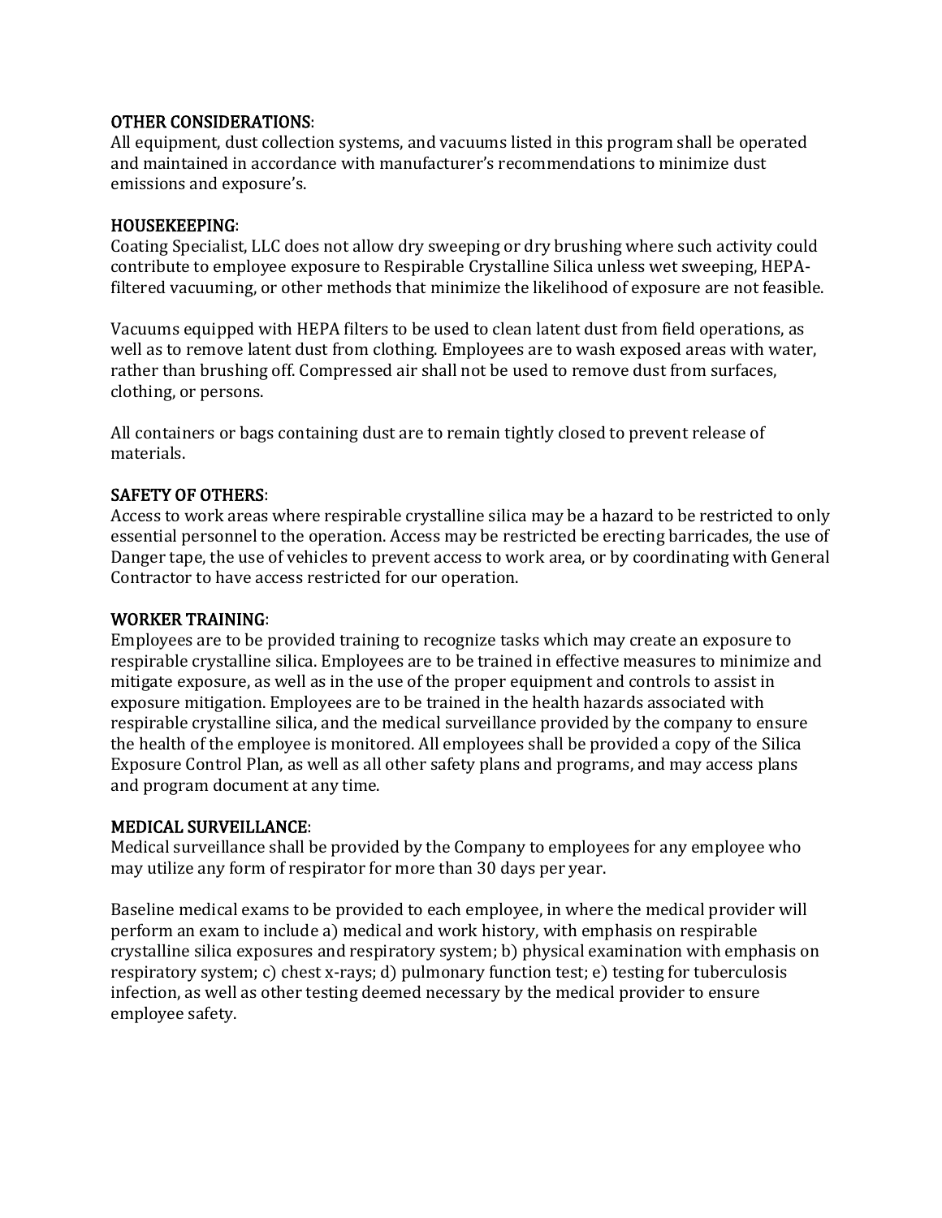## OTHER CONSIDERATIONS:

All equipment, dust collection systems, and vacuums listed in this program shall be operated and maintained in accordance with manufacturer's recommendations to minimize dust emissions and exposure's.

## HOUSEKEEPING:

Coating Specialist, LLC does not allow dry sweeping or dry brushing where such activity could contribute to employee exposure to Respirable Crystalline Silica unless wet sweeping, HEPA-filtered vacuuming, or other methods that minimize the likelihood of exposure are not feasible.

Vacuums equipped with HEPA filters to be used to clean latent dust from field operations, as well as to remove latent dust from clothing. Employees are to wash exposed areas with water, rather than brushing off. Compressed air shall not be used to remove dust from surfaces, clothing, or persons.

All containers or bags containing dust are to remain tightly closed to prevent release of materials.

## SAFETY OF OTHERS:

Access to work areas where respirable crystalline silica may be a hazard to be restricted to only essential personnel to the operation. Access may be restricted be erecting barricades, the use of Danger tape, the use of vehicles to prevent access to work area, or by coordinating with General Contractor to have access restricted for our operation.

## WORKER TRAINING:

Employees are to be provided training to recognize tasks which may create an exposure to respirable crystalline silica. Employees are to be trained in effective measures to minimize and mitigate exposure, as well as in the use of the proper equipment and controls to assist in exposure mitigation. Employees are to be trained in the health hazards associated with respirable crystalline silica, and the medical surveillance provided by the company to ensure the health of the employee is monitored. All employees shall be provided a copy of the Silica Exposure Control Plan, as well as all other safety plans and programs, and may access plans and program document at any time.

## MEDICAL SURVEILLANCE:

Medical surveillance shall be provided by the Company to employees for any employee who may utilize any form of respirator for more than 30 days per year.

Baseline medical exams to be provided to each employee, in where the medical provider will perform an exam to include a) medical and work history, with emphasis on respirable crystalline silica exposures and respiratory system; b) physical examination with emphasis on respiratory system; c) chest x-rays; d) pulmonary function test; e) testing for tuberculosis infection, as well as other testing deemed necessary by the medical provider to ensure employee safety.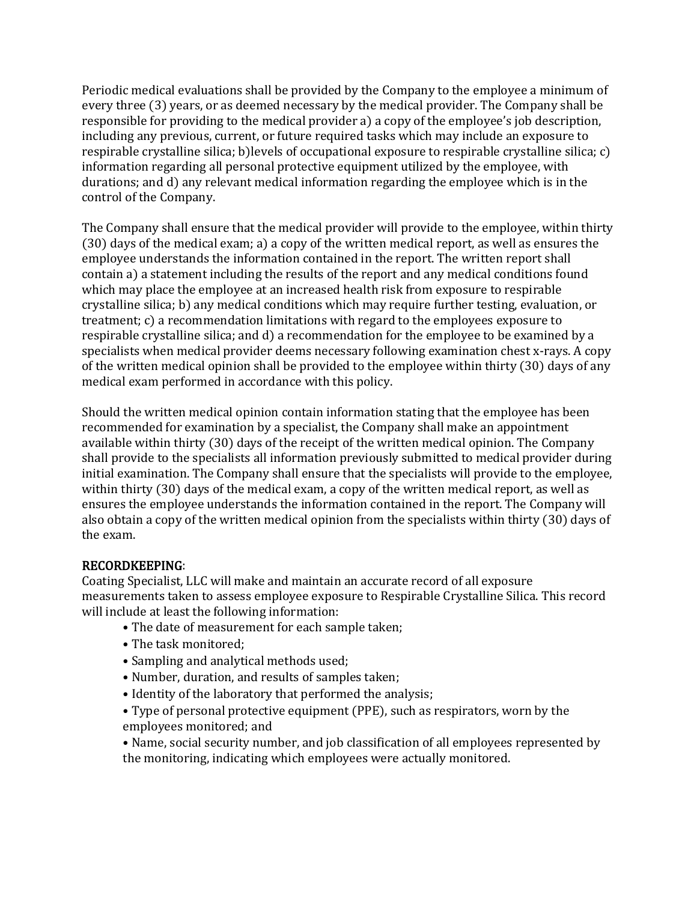Periodic medical evaluations shall be provided by the Company to the employee a minimum of every three (3) years, or as deemed necessary by the medical provider. The Company shall be responsible for providing to the medical provider a) a copy of the employee's job description, including any previous, current, or future required tasks which may include an exposure to respirable crystalline silica; b)levels of occupational exposure to respirable crystalline silica; c) information regarding all personal protective equipment utilized by the employee, with durations; and d) any relevant medical information regarding the employee which is in the control of the Company.

The Company shall ensure that the medical provider will provide to the employee, within thirty (30) days of the medical exam; a) a copy of the written medical report, as well as ensures the employee understands the information contained in the report. The written report shall contain a) a statement including the results of the report and any medical conditions found which may place the employee at an increased health risk from exposure to respirable crystalline silica; b) any medical conditions which may require further testing, evaluation, or treatment; c) a recommendation limitations with regard to the employees exposure to respirable crystalline silica; and d) a recommendation for the employee to be examined by a specialists when medical provider deems necessary following examination chest x-rays. A copy of the written medical opinion shall be provided to the employee within thirty (30) days of any medical exam performed in accordance with this policy.

Should the written medical opinion contain information stating that the employee has been recommended for examination by a specialist, the Company shall make an appointment available within thirty (30) days of the receipt of the written medical opinion. The Company shall provide to the specialists all information previously submitted to medical provider during initial examination. The Company shall ensure that the specialists will provide to the employee, within thirty (30) days of the medical exam, a copy of the written medical report, as well as ensures the employee understands the information contained in the report. The Company will also obtain a copy of the written medical opinion from the specialists within thirty (30) days of the exam.

**RECORDKEEPING**:

Coating Specialist, LLC will make and maintain an accurate record of all exposure measurements taken to assess employee exposure to Respirable Crystalline Silica. This record will include at least the following information:

- The date of measurement for each sample taken;
- The task monitored;
- Sampling and analytical methods used;
- Number, duration, and results of samples taken;
- Identity of the laboratory that performed the analysis;
- Type of personal protective equipment (PPE), such as respirators, worn by the employees monitored; and
- Name, social security number, and job classification of all employees represented by the monitoring, indicating which employees were actually monitored.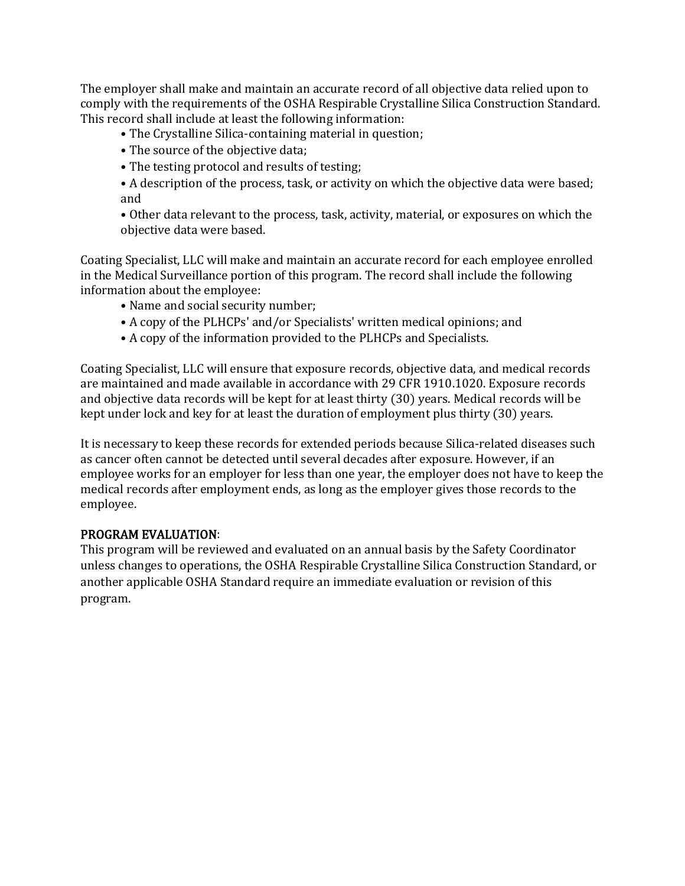The employer shall make and maintain an accurate record of all objective data relied upon to comply with the requirements of the OSHA Respirable Crystalline Silica Construction Standard. This record shall include at least the following information:

- The Crystalline Silica-containing material in question;
- The source of the objective data;
- The testing protocol and results of testing;
- A description of the process, task, or activity on which the objective data were based; and
- Other data relevant to the process, task, activity, material, or exposures on which the objective data were based.

Coating Specialist, LLC will make and maintain an accurate record for each employee enrolled in the Medical Surveillance portion of this program. The record shall include the following information about the employee:

- Name and social security number;
- A copy of the PLHCPs' and/or Specialists' written medical opinions; and
- A copy of the information provided to the PLHCPs and Specialists.

Coating Specialist, LLC will ensure that exposure records, objective data, and medical records are maintained and made available in accordance with 29 CFR 1910.1020. Exposure records and objective data records will be kept for at least thirty (30) years. Medical records will be kept under lock and key for at least the duration of employment plus thirty (30) years.

It is necessary to keep these records for extended periods because Silica-related diseases such as cancer often cannot be detected until several decades after exposure. However, if an employee works for an employer for less than one year, the employer does not have to keep the medical records after employment ends, as long as the employer gives those records to the employee.

## PROGRAM EVALUATION:

This program will be reviewed and evaluated on an annual basis by the Safety Coordinator unless changes to operations, the OSHA Respirable Crystalline Silica Construction Standard, or another applicable OSHA Standard require an immediate evaluation or revision of this program.